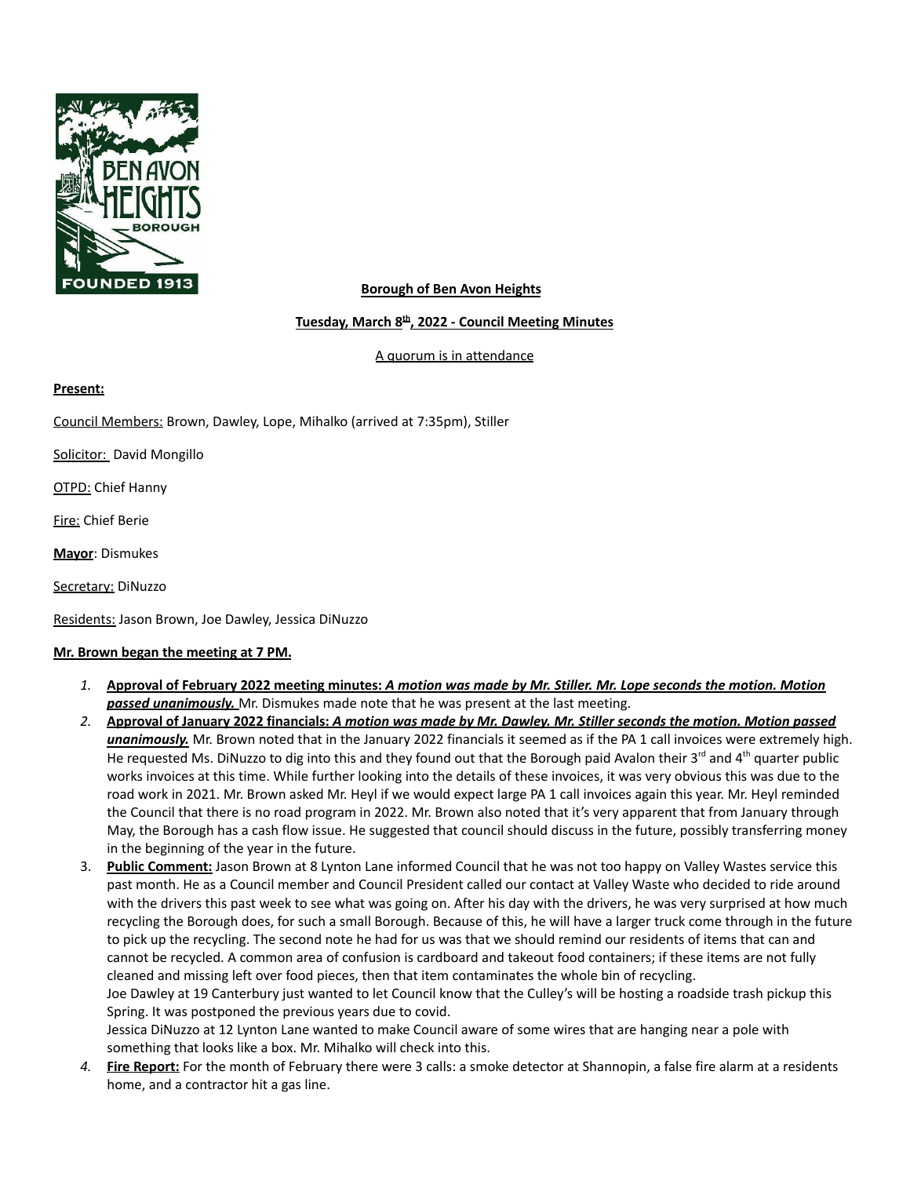**Borough of Ben Avon Heights**

**Tuesday, March 8th, 2022 - Council Meeting Minutes**

A quorum is in attendance

**Present:**

Council Members: Brown, Dawley, Lope, Mihalko (arrived at 7:35pm), Stiller

Solicitor: David Mongillo

OTPD: Chief Hanny

Fire: Chief Berie

**Mayor**: Dismukes

Secretary: DiNuzzo

Residents: Jason Brown, Joe Dawley, Jessica DiNuzzo

**Mr. Brown began the meeting at 7 PM.**

1. **Approval of February 2022 meeting minutes:** ***A motion was made by Mr. Stiller. Mr. Lope seconds the motion. Motion passed unanimously.*** Mr. Dismukes made note that he was present at the last meeting.
2. **Approval of January 2022 financials:** ***A motion was made by Mr. Dawley. Mr. Stiller seconds the motion. Motion passed unanimously.*** Mr. Brown noted that in the January 2022 financials it seemed as if the PA 1 call invoices were extremely high. He requested Ms. DiNuzzo to dig into this and they found out that the Borough paid Avalon their 3rd and 4th quarter public works invoices at this time. While further looking into the details of these invoices, it was very obvious this was due to the road work in 2021. Mr. Brown asked Mr. Heyl if we would expect large PA 1 call invoices again this year. Mr. Heyl reminded the Council that there is no road program in 2022. Mr. Brown also noted that it's very apparent that from January through May, the Borough has a cash flow issue. He suggested that council should discuss in the future, possibly transferring money in the beginning of the year in the future.
3. **Public Comment:** Jason Brown at 8 Lynton Lane informed Council that he was not too happy on Valley Wastes service this past month. He as a Council member and Council President called our contact at Valley Waste who decided to ride around with the drivers this past week to see what was going on. After his day with the drivers, he was very surprised at how much recycling the Borough does, for such a small Borough. Because of this, he will have a larger truck come through in the future to pick up the recycling. The second note he had for us was that we should remind our residents of items that can and cannot be recycled. A common area of confusion is cardboard and takeout food containers; if these items are not fully cleaned and missing left over food pieces, then that item contaminates the whole bin of recycling.
   Joe Dawley at 19 Canterbury just wanted to let Council know that the Culley's will be hosting a roadside trash pickup this Spring. It was postponed the previous years due to covid.
   Jessica DiNuzzo at 12 Lynton Lane wanted to make Council aware of some wires that are hanging near a pole with something that looks like a box. Mr. Mihalko will check into this.
4. **Fire Report:** For the month of February there were 3 calls: a smoke detector at Shannopin, a false fire alarm at a residents home, and a contractor hit a gas line.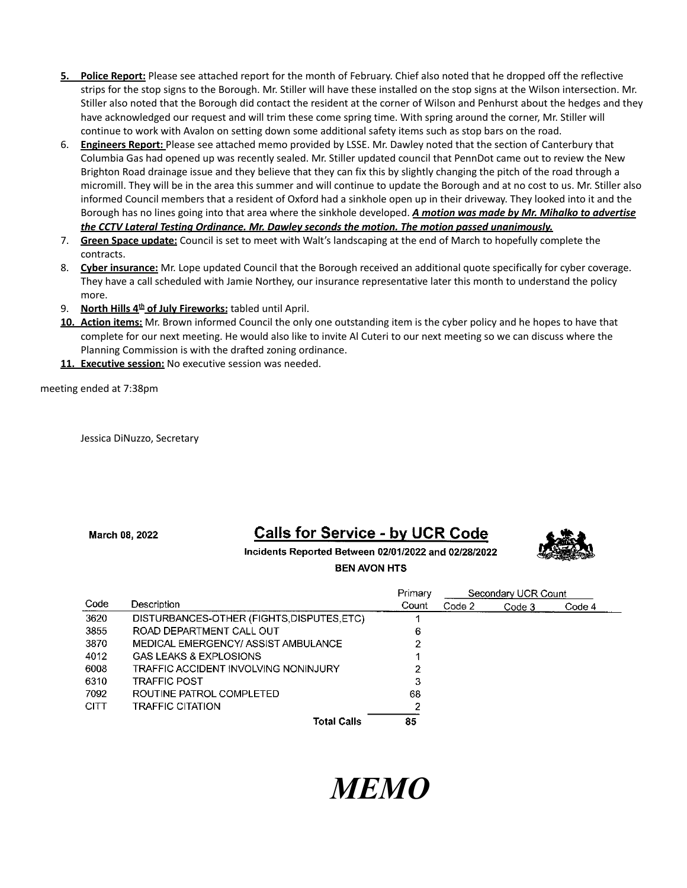5. **Police Report:** Please see attached report for the month of February. Chief also noted that he dropped off the reflective strips for the stop signs to the Borough. Mr. Stiller will have these installed on the stop signs at the Wilson intersection. Mr. Stiller also noted that the Borough did contact the resident at the corner of Wilson and Penhurst about the hedges and they have acknowledged our request and will trim these come spring time. With spring around the corner, Mr. Stiller will continue to work with Avalon on setting down some additional safety items such as stop bars on the road.
6. **Engineers Report:** Please see attached memo provided by LSSE. Mr. Dawley noted that the section of Canterbury that Columbia Gas had opened up was recently sealed. Mr. Stiller updated council that PennDot came out to review the New Brighton Road drainage issue and they believe that they can fix this by slightly changing the pitch of the road through a micromill. They will be in the area this summer and will continue to update the Borough and at no cost to us. Mr. Stiller also informed Council members that a resident of Oxford had a sinkhole open up in their driveway. They looked into it and the Borough has no lines going into that area where the sinkhole developed. ***A motion was made by Mr. Mihalko to advertise the CCTV Lateral Testing Ordinance. Mr. Dawley seconds the motion. The motion passed unanimously.***
7. **Green Space update:** Council is set to meet with Walt's landscaping at the end of March to hopefully complete the contracts.
8. **Cyber insurance:** Mr. Lope updated Council that the Borough received an additional quote specifically for cyber coverage. They have a call scheduled with Jamie Northey, our insurance representative later this month to understand the policy more.
9. **North Hills 4th of July Fireworks:** tabled until April.
10. **Action items:** Mr. Brown informed Council the only one outstanding item is the cyber policy and he hopes to have that complete for our next meeting. He would also like to invite Al Cuteri to our next meeting so we can discuss where the Planning Commission is with the drafted zoning ordinance.
11. **Executive session:** No executive session was needed.

meeting ended at 7:38pm

Jessica DiNuzzo, Secretary

March 08, 2022

## Calls for Service - by UCR Code

Incidents Reported Between 02/01/2022 and 02/28/2022

BEN AVON HTS

| Code | Description | Primary Count | Secondary UCR Count Code 2 | Code 3 | Code 4 |
|---|---|---|---|---|---|
| 3620 | DISTURBANCES-OTHER (FIGHTS,DISPUTES,ETC) | 1 | | | |
| 3855 | ROAD DEPARTMENT CALL OUT | 6 | | | |
| 3870 | MEDICAL EMERGENCY/ ASSIST AMBULANCE | 2 | | | |
| 4012 | GAS LEAKS & EXPLOSIONS | 1 | | | |
| 6008 | TRAFFIC ACCIDENT INVOLVING NONINJURY | 2 | | | |
| 6310 | TRAFFIC POST | 3 | | | |
| 7092 | ROUTINE PATROL COMPLETED | 68 | | | |
| CITT | TRAFFIC CITATION | 2 | | | |
| | **Total Calls** | 85 | | | |

# *MEMO*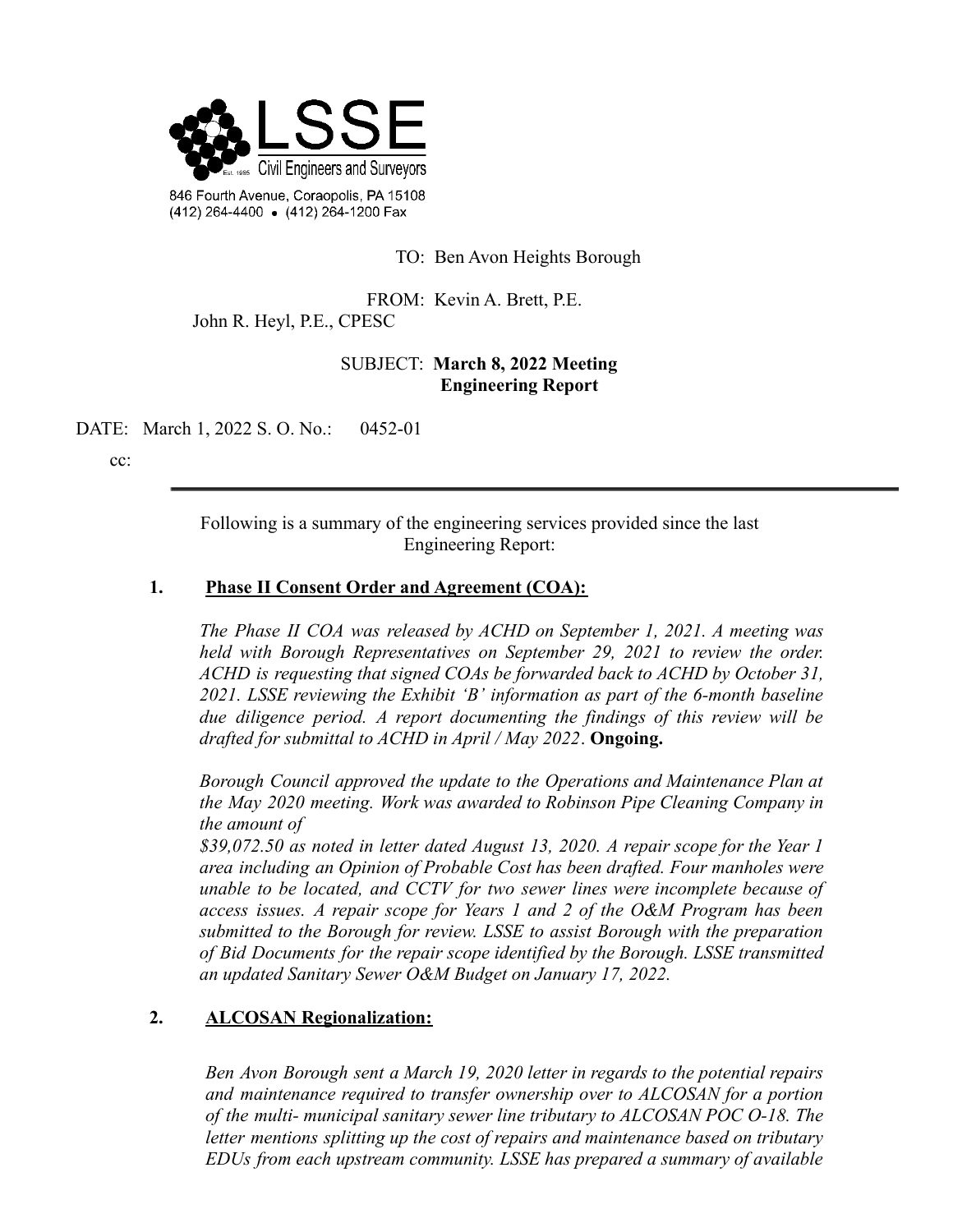LSSE

Civil Engineers and Surveyors

Est. 1995

846 Fourth Avenue, Coraopolis, PA 15108
(412) 264-4400 • (412) 264-1200 Fax

TO: Ben Avon Heights Borough

FROM: Kevin A. Brett, P.E.
John R. Heyl, P.E., CPESC

SUBJECT: **March 8, 2022 Meeting Engineering Report**

DATE: March 1, 2022 S. O. No.: 0452-01

cc:

---

Following is a summary of the engineering services provided since the last Engineering Report:

**1. Phase II Consent Order and Agreement (COA):**

*The Phase II COA was released by ACHD on September 1, 2021. A meeting was held with Borough Representatives on September 29, 2021 to review the order. ACHD is requesting that signed COAs be forwarded back to ACHD by October 31, 2021. LSSE reviewing the Exhibit 'B' information as part of the 6-month baseline due diligence period. A report documenting the findings of this review will be drafted for submittal to ACHD in April / May 2022*. **Ongoing.**

*Borough Council approved the update to the Operations and Maintenance Plan at the May 2020 meeting. Work was awarded to Robinson Pipe Cleaning Company in the amount of $39,072.50 as noted in letter dated August 13, 2020. A repair scope for the Year 1 area including an Opinion of Probable Cost has been drafted. Four manholes were unable to be located, and CCTV for two sewer lines were incomplete because of access issues. A repair scope for Years 1 and 2 of the O&M Program has been submitted to the Borough for review. LSSE to assist Borough with the preparation of Bid Documents for the repair scope identified by the Borough. LSSE transmitted an updated Sanitary Sewer O&M Budget on January 17, 2022.*

**2. ALCOSAN Regionalization:**

*Ben Avon Borough sent a March 19, 2020 letter in regards to the potential repairs and maintenance required to transfer ownership over to ALCOSAN for a portion of the multi- municipal sanitary sewer line tributary to ALCOSAN POC O-18. The letter mentions splitting up the cost of repairs and maintenance based on tributary EDUs from each upstream community. LSSE has prepared a summary of available*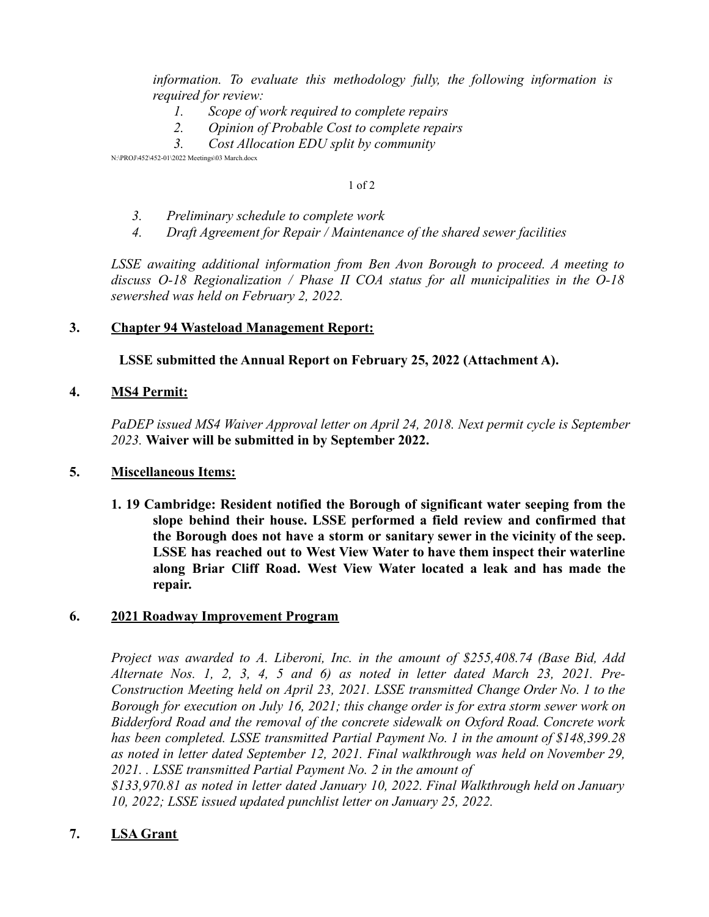*information. To evaluate this methodology fully, the following information is required for review:*

1. *Scope of work required to complete repairs*
2. *Opinion of Probable Cost to complete repairs*
3. *Cost Allocation EDU split by community*

N:\PROJ\452\452-01\2022 Meetings\03 March.docx

3. *Preliminary schedule to complete work*
4. *Draft Agreement for Repair / Maintenance of the shared sewer facilities*

*LSSE awaiting additional information from Ben Avon Borough to proceed. A meeting to discuss O-18 Regionalization / Phase II COA status for all municipalities in the O-18 sewershed was held on February 2, 2022.*

**3. Chapter 94 Wasteload Management Report:**

**LSSE submitted the Annual Report on February 25, 2022 (Attachment A).**

**4. MS4 Permit:**

*PaDEP issued MS4 Waiver Approval letter on April 24, 2018. Next permit cycle is September 2023.* **Waiver will be submitted in by September 2022.**

**5. Miscellaneous Items:**

**1. 19 Cambridge: Resident notified the Borough of significant water seeping from the slope behind their house. LSSE performed a field review and confirmed that the Borough does not have a storm or sanitary sewer in the vicinity of the seep. LSSE has reached out to West View Water to have them inspect their waterline along Briar Cliff Road. West View Water located a leak and has made the repair.**

**6. 2021 Roadway Improvement Program**

*Project was awarded to A. Liberoni, Inc. in the amount of $255,408.74 (Base Bid, Add Alternate Nos. 1, 2, 3, 4, 5 and 6) as noted in letter dated March 23, 2021. Pre-Construction Meeting held on April 23, 2021. LSSE transmitted Change Order No. 1 to the Borough for execution on July 16, 2021; this change order is for extra storm sewer work on Bidderford Road and the removal of the concrete sidewalk on Oxford Road. Concrete work has been completed. LSSE transmitted Partial Payment No. 1 in the amount of $148,399.28 as noted in letter dated September 12, 2021. Final walkthrough was held on November 29, 2021. . LSSE transmitted Partial Payment No. 2 in the amount of $133,970.81 as noted in letter dated January 10, 2022. Final Walkthrough held on January 10, 2022; LSSE issued updated punchlist letter on January 25, 2022.*

**7. LSA Grant**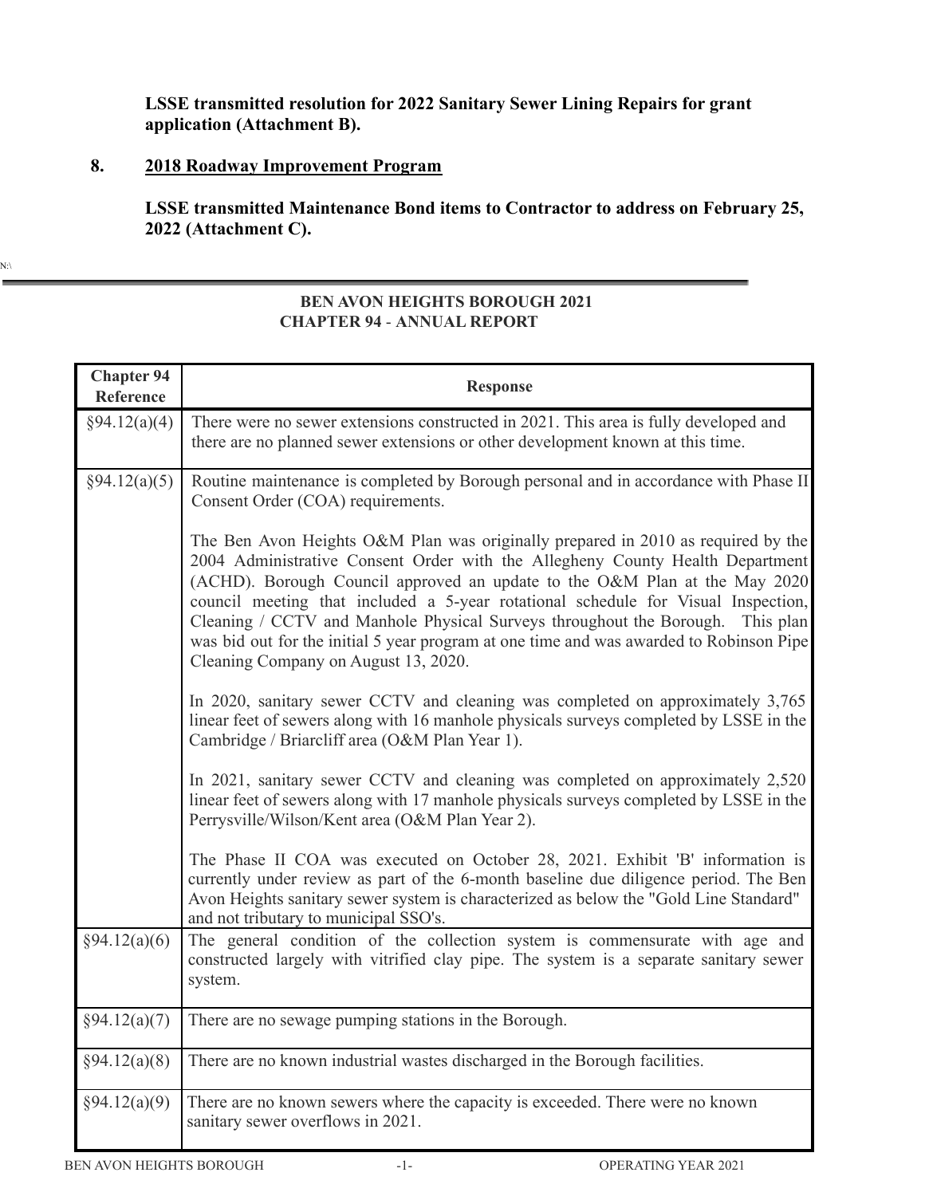**LSSE transmitted resolution for 2022 Sanitary Sewer Lining Repairs for grant application (Attachment B).**

**8. 2018 Roadway Improvement Program**

**LSSE transmitted Maintenance Bond items to Contractor to address on February 25, 2022 (Attachment C).**

N:\

---

**BEN AVON HEIGHTS BOROUGH 2021**
**CHAPTER 94 - ANNUAL REPORT**

| Chapter 94 Reference | Response |
|---|---|
| §94.12(a)(4) | There were no sewer extensions constructed in 2021. This area is fully developed and there are no planned sewer extensions or other development known at this time. |
| §94.12(a)(5) | Routine maintenance is completed by Borough personal and in accordance with Phase II Consent Order (COA) requirements.<br><br>The Ben Avon Heights O&M Plan was originally prepared in 2010 as required by the 2004 Administrative Consent Order with the Allegheny County Health Department (ACHD). Borough Council approved an update to the O&M Plan at the May 2020 council meeting that included a 5-year rotational schedule for Visual Inspection, Cleaning / CCTV and Manhole Physical Surveys throughout the Borough. This plan was bid out for the initial 5 year program at one time and was awarded to Robinson Pipe Cleaning Company on August 13, 2020.<br><br>In 2020, sanitary sewer CCTV and cleaning was completed on approximately 3,765 linear feet of sewers along with 16 manhole physicals surveys completed by LSSE in the Cambridge / Briarcliff area (O&M Plan Year 1).<br><br>In 2021, sanitary sewer CCTV and cleaning was completed on approximately 2,520 linear feet of sewers along with 17 manhole physicals surveys completed by LSSE in the Perrysville/Wilson/Kent area (O&M Plan Year 2).<br><br>The Phase II COA was executed on October 28, 2021. Exhibit 'B' information is currently under review as part of the 6-month baseline due diligence period. The Ben Avon Heights sanitary sewer system is characterized as below the "Gold Line Standard" and not tributary to municipal SSO's. |
| §94.12(a)(6) | The general condition of the collection system is commensurate with age and constructed largely with vitrified clay pipe. The system is a separate sanitary sewer system. |
| §94.12(a)(7) | There are no sewage pumping stations in the Borough. |
| §94.12(a)(8) | There are no known industrial wastes discharged in the Borough facilities. |
| §94.12(a)(9) | There are no known sewers where the capacity is exceeded. There were no known sanitary sewer overflows in 2021. |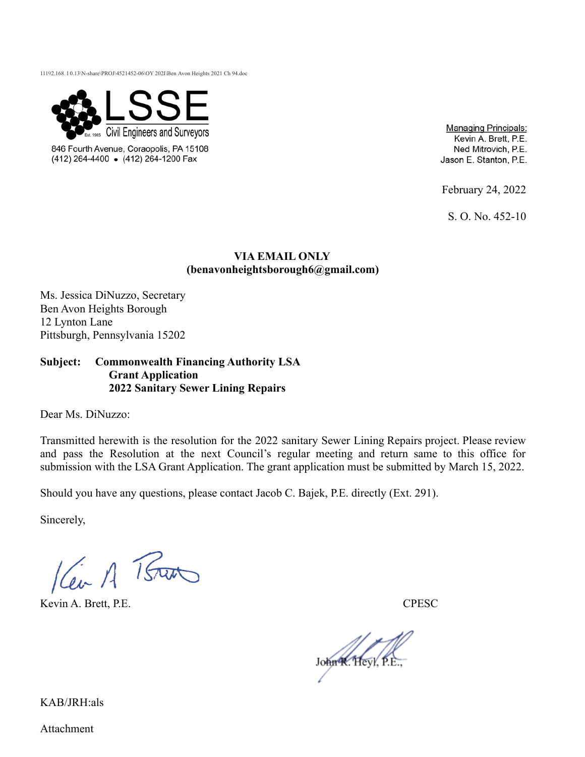11192.168.10.13\N-share\PROJ\4521452-06\OY 2021\Ben Avon Heights 2021 Ch 94.doc

**LSSE**
Est. 1985 Civil Engineers and Surveyors

846 Fourth Avenue, Coraopolis, PA 15108
(412) 264-4400 • (412) 264-1200 Fax

Managing Principals:
Kevin A. Brett, P.E.
Ned Mitrovich, P.E.
Jason E. Stanton, P.E.

February 24, 2022

S. O. No. 452-10

**VIA EMAIL ONLY**
**(benavonheightsborough6@gmail.com)**

Ms. Jessica DiNuzzo, Secretary
Ben Avon Heights Borough
12 Lynton Lane
Pittsburgh, Pennsylvania 15202

**Subject: Commonwealth Financing Authority LSA Grant Application 2022 Sanitary Sewer Lining Repairs**

Dear Ms. DiNuzzo:

Transmitted herewith is the resolution for the 2022 sanitary Sewer Lining Repairs project. Please review and pass the Resolution at the next Council's regular meeting and return same to this office for submission with the LSA Grant Application. The grant application must be submitted by March 15, 2022.

Should you have any questions, please contact Jacob C. Bajek, P.E. directly (Ext. 291).

Sincerely,

Kevin A. Brett, P.E. CPESC

John R. Heyl, P.E.,

KAB/JRH:als

Attachment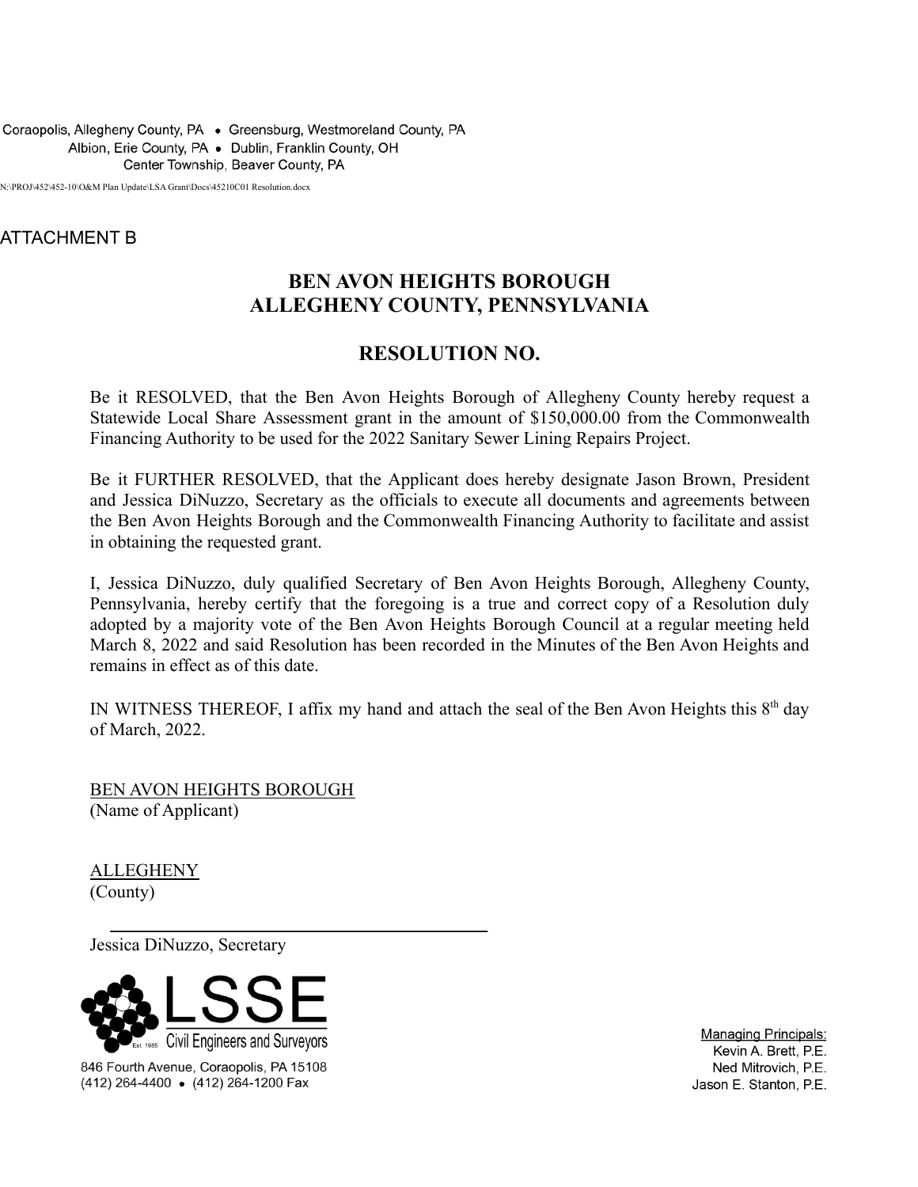Coraopolis, Allegheny County, PA • Greensburg, Westmoreland County, PA
Albion, Erie County, PA • Dublin, Franklin County, OH
Center Township, Beaver County, PA

N:\PROJ\452\452-10\O&M Plan Update\LSA Grant\Docs\45210C01 Resolution.docx

ATTACHMENT B

# BEN AVON HEIGHTS BOROUGH
# ALLEGHENY COUNTY, PENNSYLVANIA

## RESOLUTION NO.

Be it RESOLVED, that the Ben Avon Heights Borough of Allegheny County hereby request a Statewide Local Share Assessment grant in the amount of $150,000.00 from the Commonwealth Financing Authority to be used for the 2022 Sanitary Sewer Lining Repairs Project.

Be it FURTHER RESOLVED, that the Applicant does hereby designate Jason Brown, President and Jessica DiNuzzo, Secretary as the officials to execute all documents and agreements between the Ben Avon Heights Borough and the Commonwealth Financing Authority to facilitate and assist in obtaining the requested grant.

I, Jessica DiNuzzo, duly qualified Secretary of Ben Avon Heights Borough, Allegheny County, Pennsylvania, hereby certify that the foregoing is a true and correct copy of a Resolution duly adopted by a majority vote of the Ben Avon Heights Borough Council at a regular meeting held March 8, 2022 and said Resolution has been recorded in the Minutes of the Ben Avon Heights and remains in effect as of this date.

IN WITNESS THEREOF, I affix my hand and attach the seal of the Ben Avon Heights this 8th day of March, 2022.

BEN AVON HEIGHTS BOROUGH
(Name of Applicant)

ALLEGHENY
(County)

\_\_\_\_\_\_\_\_\_\_\_\_\_\_\_\_\_\_\_\_\_\_\_\_\_\_\_\_\_\_\_\_\_\_\_\_\_\_\_\_

Jessica DiNuzzo, Secretary

LSSE
Est. 1985 Civil Engineers and Surveyors
846 Fourth Avenue, Coraopolis, PA 15108
(412) 264-4400 • (412) 264-1200 Fax

Managing Principals:
Kevin A. Brett, P.E.
Ned Mitrovich, P.E.
Jason E. Stanton, P.E.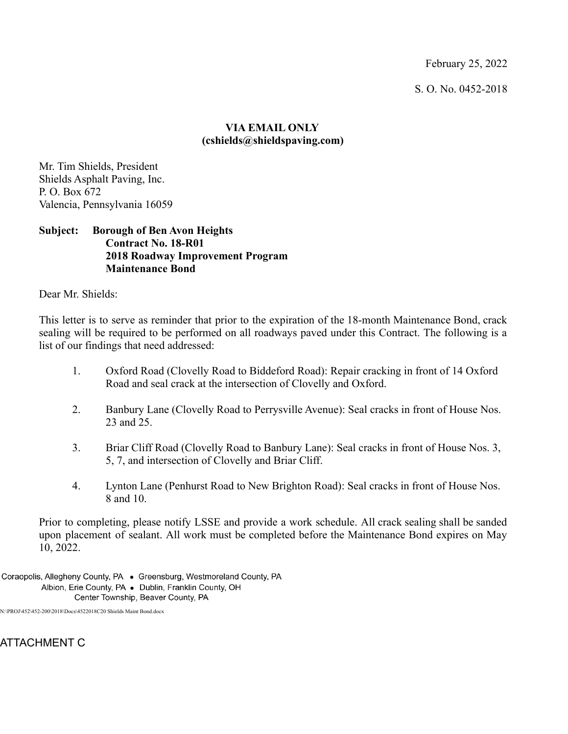February 25, 2022

S. O. No. 0452-2018

**VIA EMAIL ONLY**
**(cshields@shieldspaving.com)**

Mr. Tim Shields, President
Shields Asphalt Paving, Inc.
P. O. Box 672
Valencia, Pennsylvania 16059

**Subject: Borough of Ben Avon Heights**
**Contract No. 18-R01**
**2018 Roadway Improvement Program**
**Maintenance Bond**

Dear Mr. Shields:

This letter is to serve as reminder that prior to the expiration of the 18-month Maintenance Bond, crack sealing will be required to be performed on all roadways paved under this Contract. The following is a list of our findings that need addressed:

1. Oxford Road (Clovelly Road to Biddeford Road): Repair cracking in front of 14 Oxford Road and seal crack at the intersection of Clovelly and Oxford.

2. Banbury Lane (Clovelly Road to Perrysville Avenue): Seal cracks in front of House Nos. 23 and 25.

3. Briar Cliff Road (Clovelly Road to Banbury Lane): Seal cracks in front of House Nos. 3, 5, 7, and intersection of Clovelly and Briar Cliff.

4. Lynton Lane (Penhurst Road to New Brighton Road): Seal cracks in front of House Nos. 8 and 10.

Prior to completing, please notify LSSE and provide a work schedule. All crack sealing shall be sanded upon placement of sealant. All work must be completed before the Maintenance Bond expires on May 10, 2022.

Coraopolis, Allegheny County, PA • Greensburg, Westmoreland County, PA
Albion, Erie County, PA • Dublin, Franklin County, OH
Center Township, Beaver County, PA

N:\PROJ\452\452-200\2018\Docs\4522018C20 Shields Maint Bond.docx

ATTACHMENT C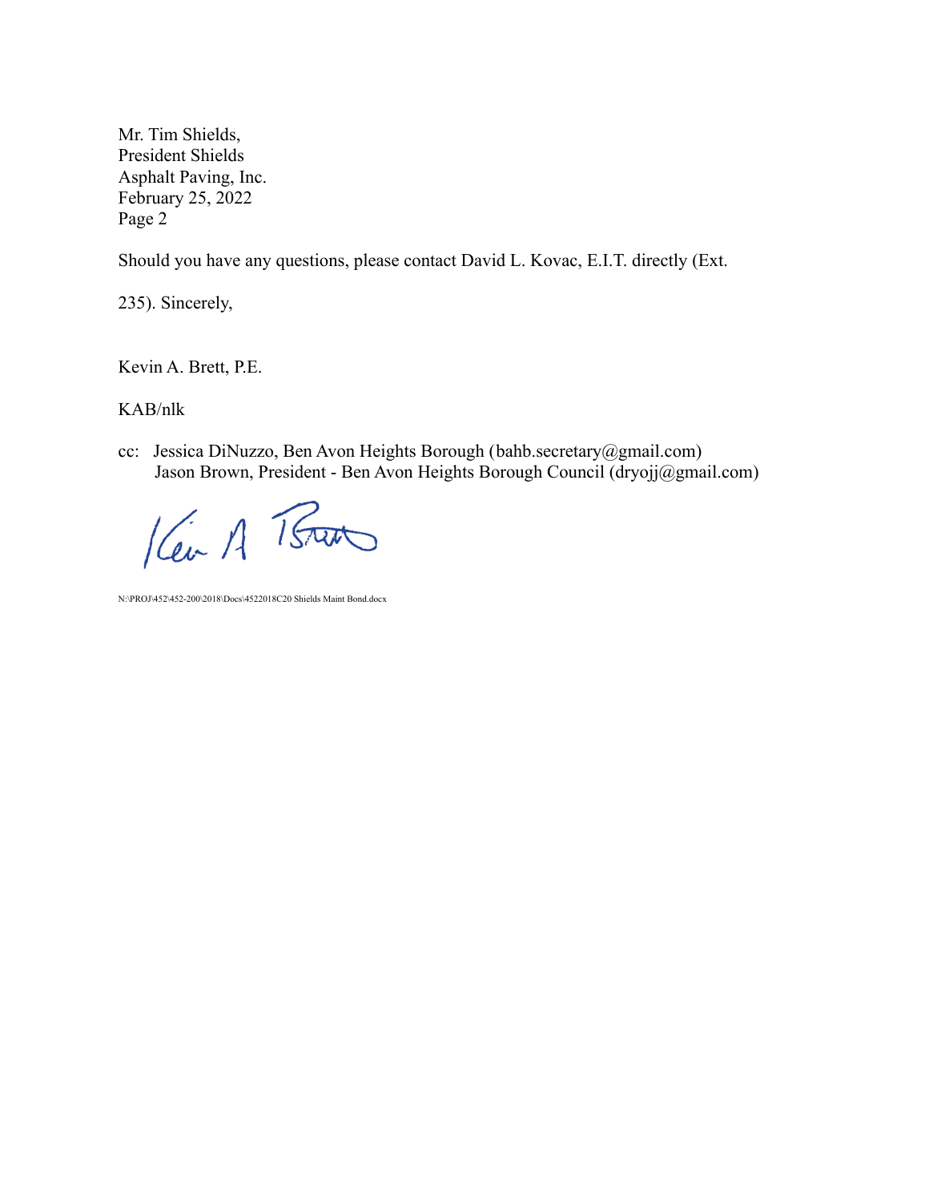Mr. Tim Shields,
President Shields
Asphalt Paving, Inc.
February 25, 2022
Page 2

Should you have any questions, please contact David L. Kovac, E.I.T. directly (Ext.

235). Sincerely,

Kevin A. Brett, P.E.

KAB/nlk

cc: Jessica DiNuzzo, Ben Avon Heights Borough (bahb.secretary@gmail.com)
Jason Brown, President - Ben Avon Heights Borough Council (dryojj@gmail.com)

N:\PROJ\452\452-200\2018\Docs\4522018C20 Shields Maint Bond.docx